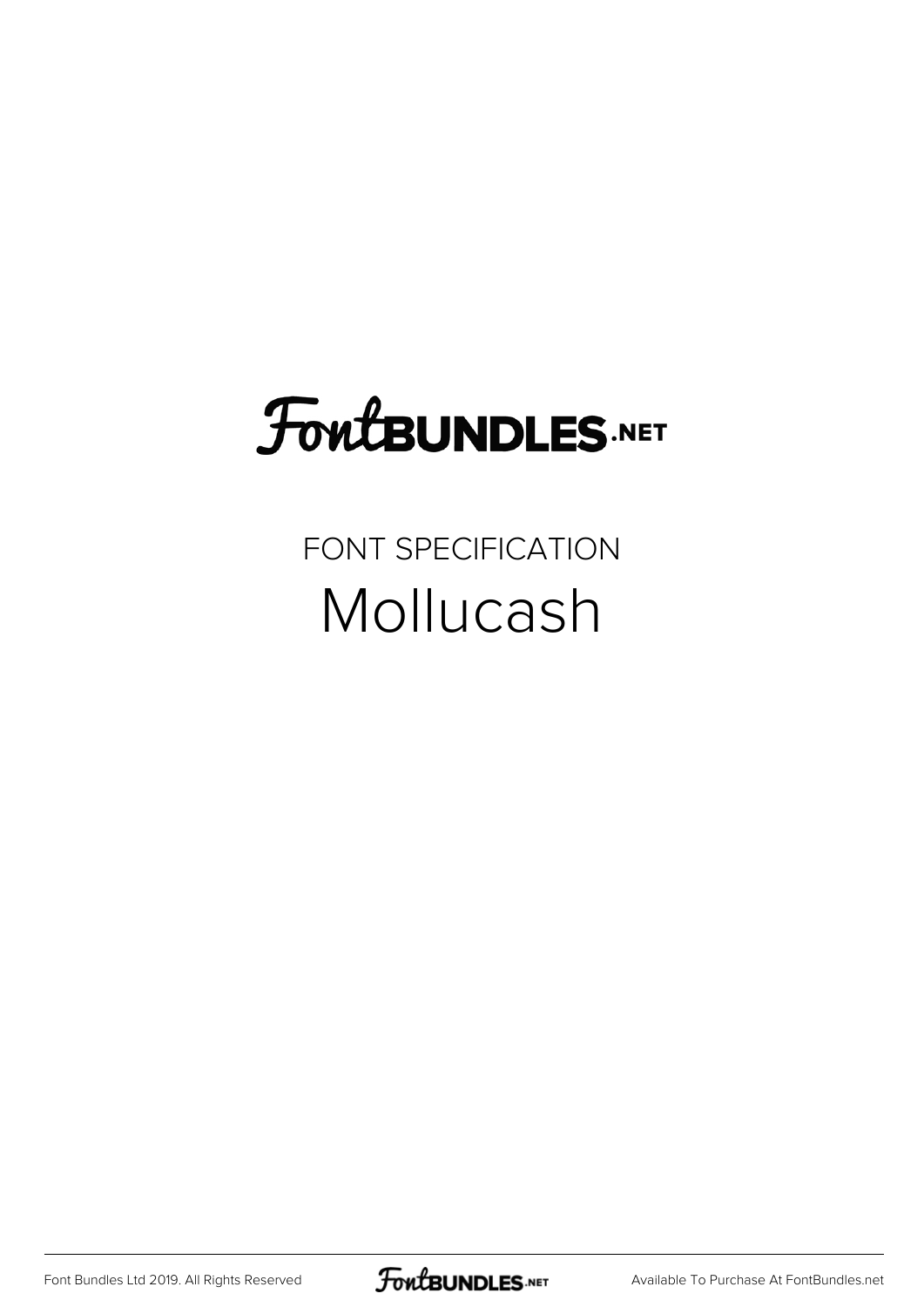# FontBUNDLES.NET

FONT SPECIFICATION

## Mollucash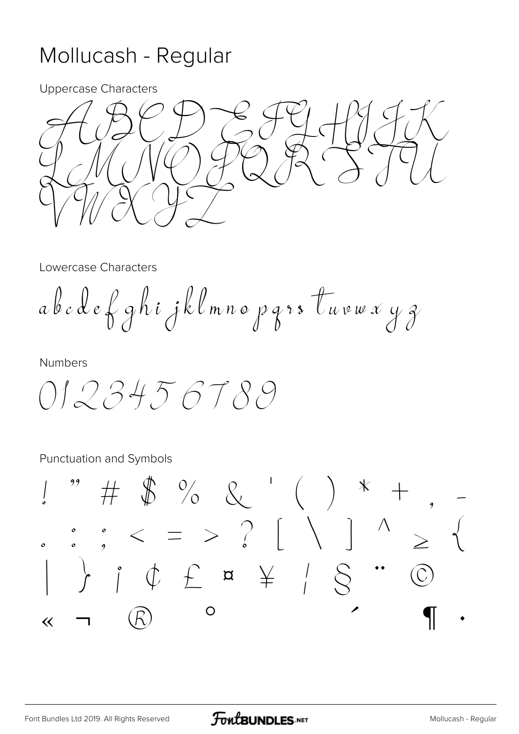# Mollucash - Regular

Uppercase Characters

A B C D E F G H I J K
L M N O P Q R S T U
V W X Y Z

Lowercase Characters

a b c d e f g h i j k l m n o p q r s t u v w x y z

Numbers

0 1 2 3 4 5 6 7 8 9

Punctuation and Symbols

! " # $ % & ' ( ) * + , -
. : ; < = > ? [ \ ] ^ ≥ {
| } ¡ ¢ £ ¤ ¥ ¦ § ¨ ©
« ¬ ® ° ´ ¶ ·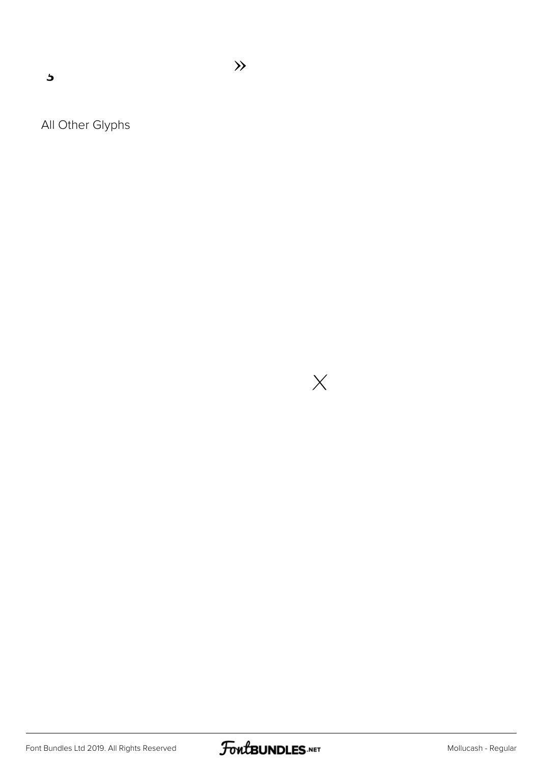ɔ »

All Other Glyphs

×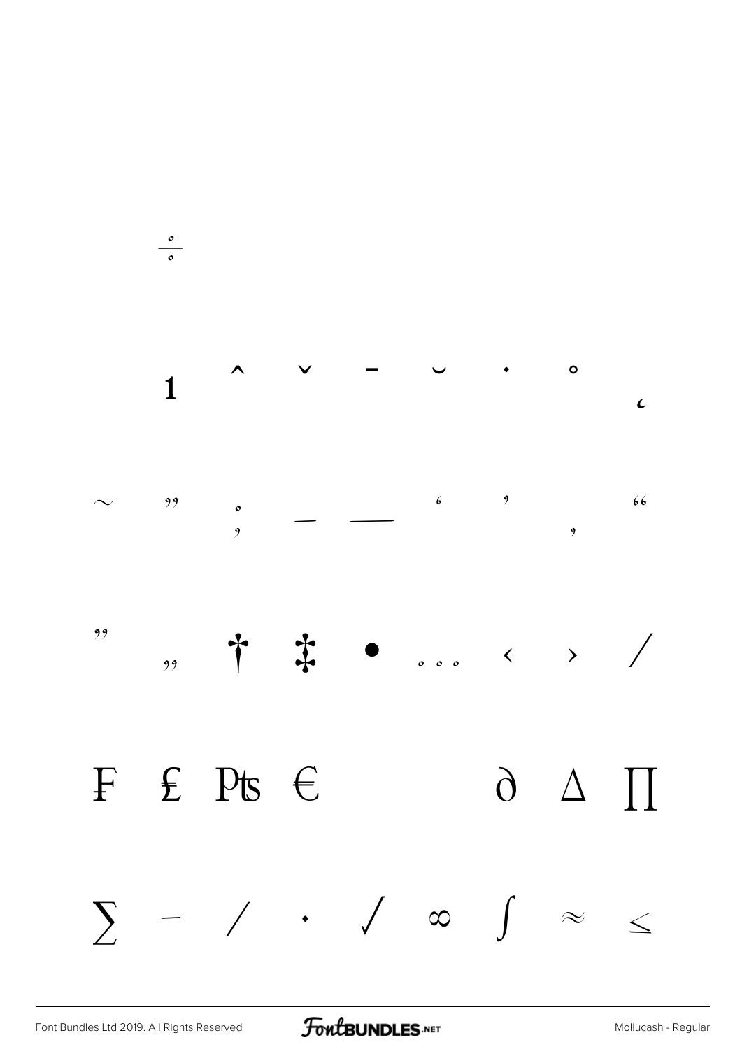÷

ı ˆ ˇ ˉ ˘ ˙ ˚ ˛

~ ˝ ; – — ‘ ’ ‚ “

” „ † ‡ • … ‹ › ⁄

₣ ₤ ₧ € ∂ ∆ ∏

∑ − ∕ ∙ √ ∞ ∫ ≈ ≤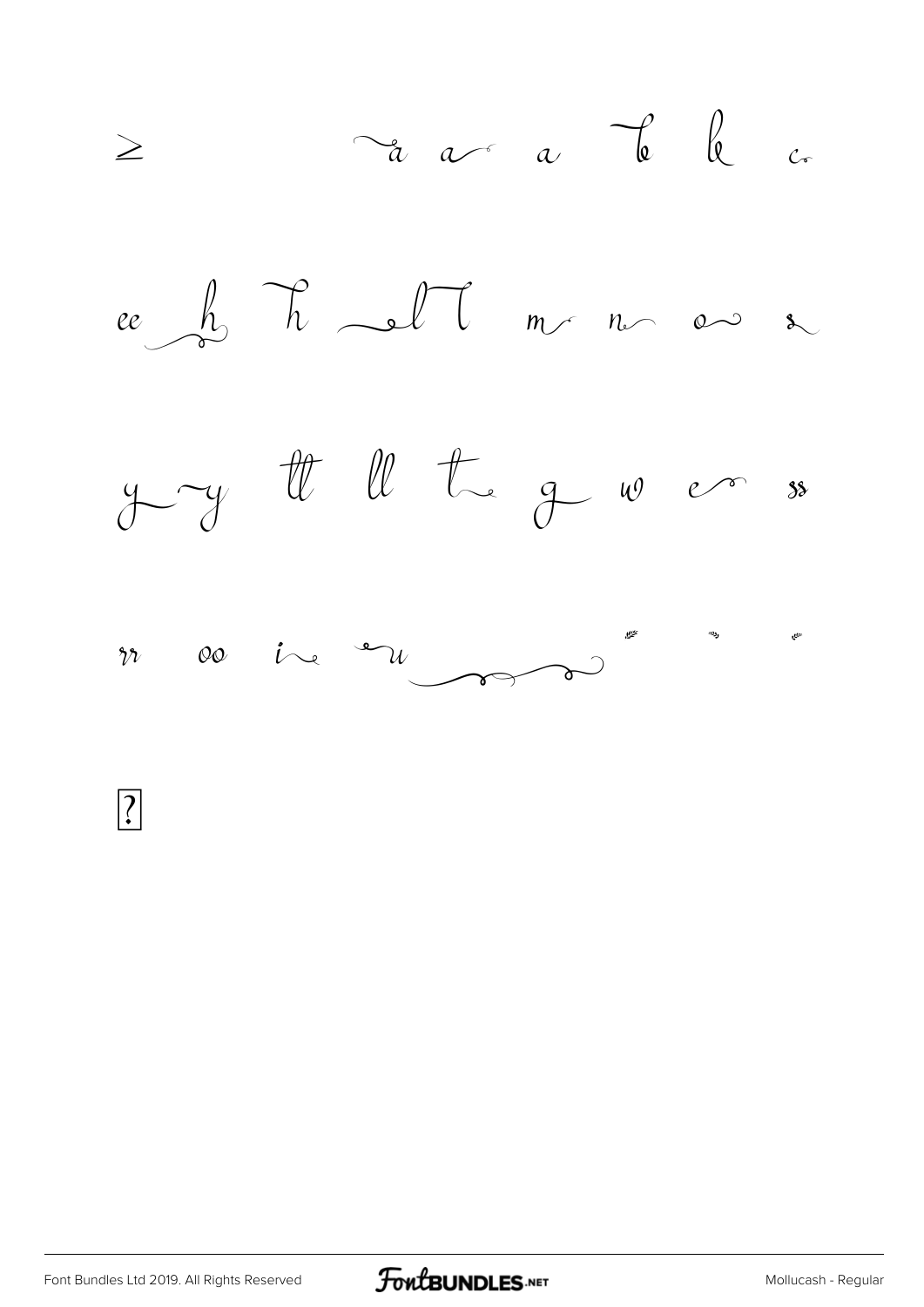≥ ã a a ƀ ƚ c

ee h ħ l l m n o s

y y tt ll t g w e ss

rr oo i u

?